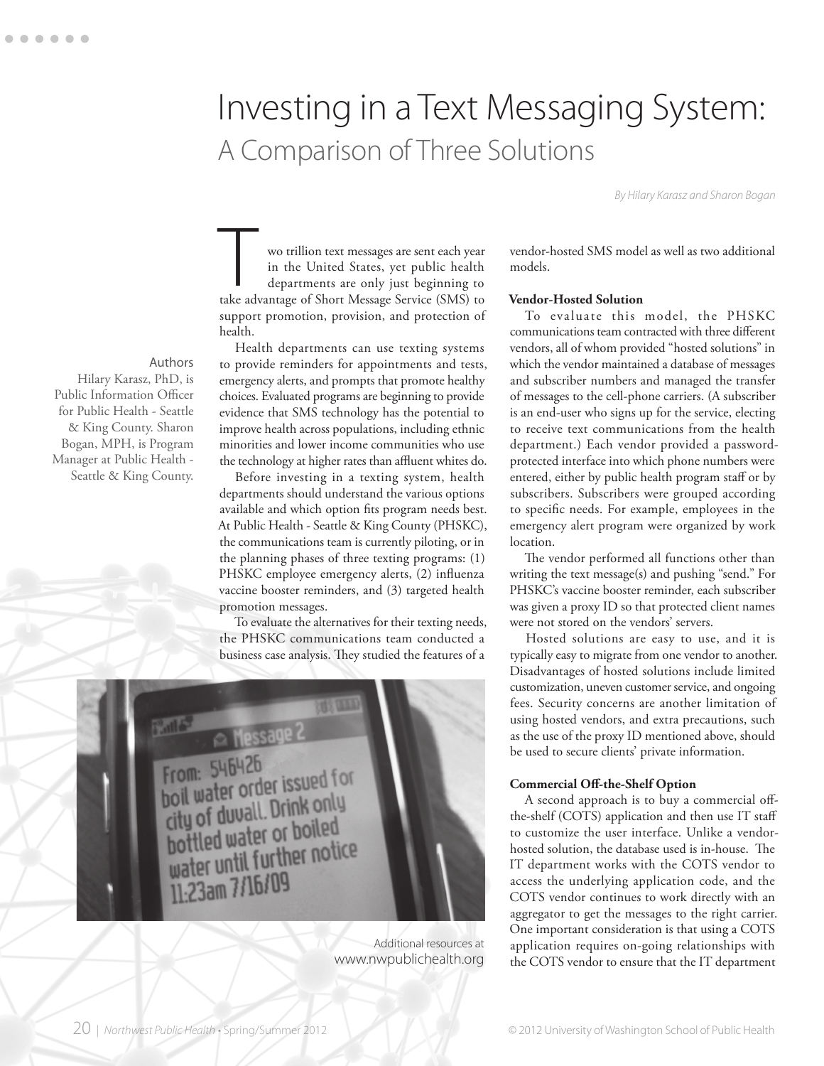# Investing in a Text Messaging System:
## A Comparison of Three Solutions

*By Hilary Karasz and Sharon Bogan*

**Authors**
Hilary Karasz, PhD, is Public Information Officer for Public Health - Seattle & King County. Sharon Bogan, MPH, is Program Manager at Public Health - Seattle & King County.

Two trillion text messages are sent each year in the United States, yet public health departments are only just beginning to take advantage of Short Message Service (SMS) to support promotion, provision, and protection of health.

Health departments can use texting systems to provide reminders for appointments and tests, emergency alerts, and prompts that promote healthy choices. Evaluated programs are beginning to provide evidence that SMS technology has the potential to improve health across populations, including ethnic minorities and lower income communities who use the technology at higher rates than affluent whites do.

Before investing in a texting system, health departments should understand the various options available and which option fits program needs best. At Public Health - Seattle & King County (PHSKC), the communications team is currently piloting, or in the planning phases of three texting programs: (1) PHSKC employee emergency alerts, (2) influenza vaccine booster reminders, and (3) targeted health promotion messages.

To evaluate the alternatives for their texting needs, the PHSKC communications team conducted a business case analysis. They studied the features of a vendor-hosted SMS model as well as two additional models.

Additional resources at www.nwpublichealth.org

**Vendor-Hosted Solution**

To evaluate this model, the PHSKC communications team contracted with three different vendors, all of whom provided "hosted solutions" in which the vendor maintained a database of messages and subscriber numbers and managed the transfer of messages to the cell-phone carriers. (A subscriber is an end-user who signs up for the service, electing to receive text communications from the health department.) Each vendor provided a password-protected interface into which phone numbers were entered, either by public health program staff or by subscribers. Subscribers were grouped according to specific needs. For example, employees in the emergency alert program were organized by work location.

The vendor performed all functions other than writing the text message(s) and pushing "send." For PHSKC's vaccine booster reminder, each subscriber was given a proxy ID so that protected client names were not stored on the vendors' servers.

Hosted solutions are easy to use, and it is typically easy to migrate from one vendor to another. Disadvantages of hosted solutions include limited customization, uneven customer service, and ongoing fees. Security concerns are another limitation of using hosted vendors, and extra precautions, such as the use of the proxy ID mentioned above, should be used to secure clients' private information.

**Commercial Off-the-Shelf Option**

A second approach is to buy a commercial off-the-shelf (COTS) application and then use IT staff to customize the user interface. Unlike a vendor-hosted solution, the database used is in-house. The IT department works with the COTS vendor to access the underlying application code, and the COTS vendor continues to work directly with an aggregator to get the messages to the right carrier. One important consideration is that using a COTS application requires on-going relationships with the COTS vendor to ensure that the IT department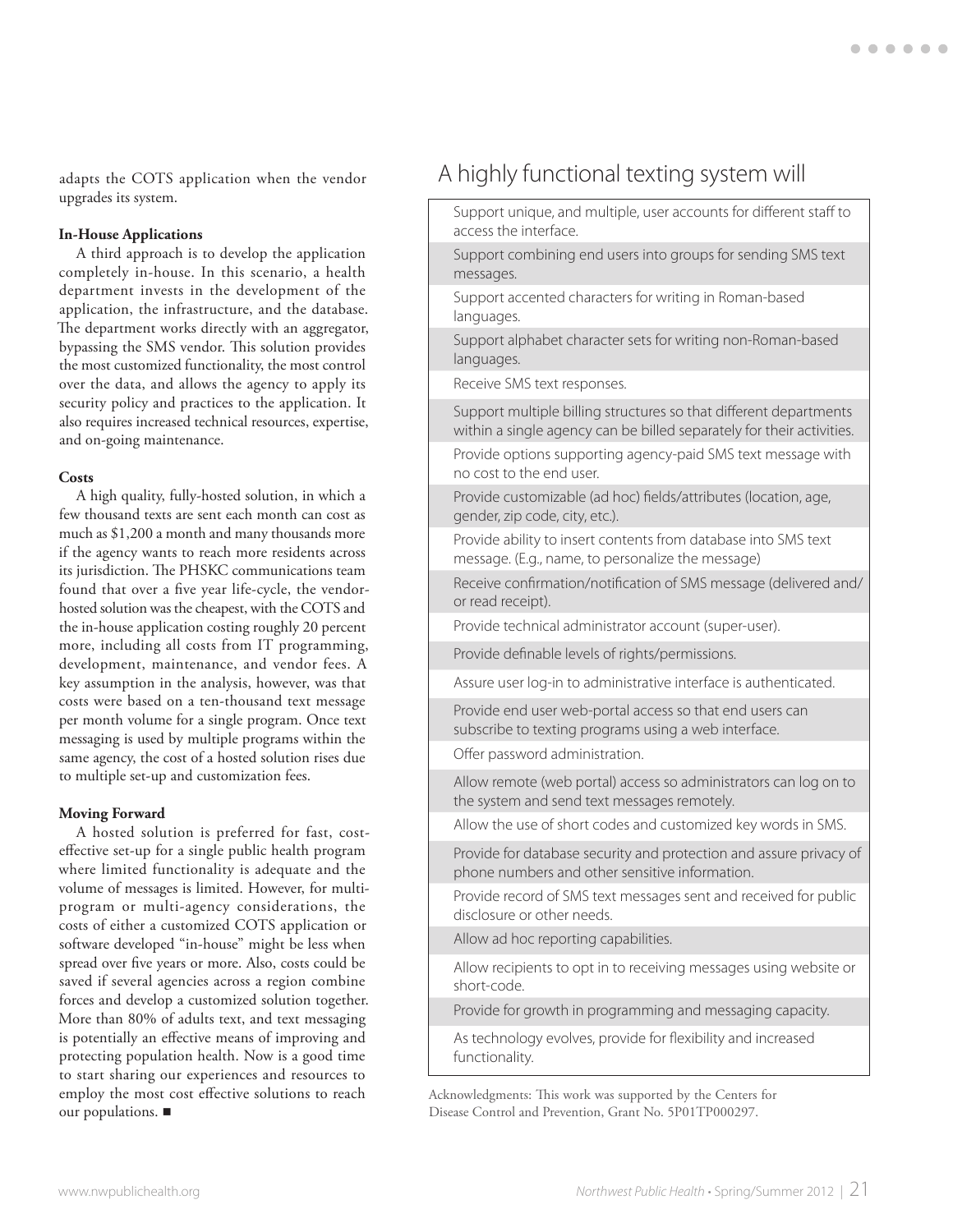adapts the COTS application when the vendor upgrades its system.

**In-House Applications**

A third approach is to develop the application completely in-house. In this scenario, a health department invests in the development of the application, the infrastructure, and the database. The department works directly with an aggregator, bypassing the SMS vendor. This solution provides the most customized functionality, the most control over the data, and allows the agency to apply its security policy and practices to the application. It also requires increased technical resources, expertise, and on-going maintenance.

**Costs**

A high quality, fully-hosted solution, in which a few thousand texts are sent each month can cost as much as $1,200 a month and many thousands more if the agency wants to reach more residents across its jurisdiction. The PHSKC communications team found that over a five year life-cycle, the vendor-hosted solution was the cheapest, with the COTS and the in-house application costing roughly 20 percent more, including all costs from IT programming, development, maintenance, and vendor fees. A key assumption in the analysis, however, was that costs were based on a ten-thousand text message per month volume for a single program. Once text messaging is used by multiple programs within the same agency, the cost of a hosted solution rises due to multiple set-up and customization fees.

**Moving Forward**

A hosted solution is preferred for fast, cost-effective set-up for a single public health program where limited functionality is adequate and the volume of messages is limited. However, for multi-program or multi-agency considerations, the costs of either a customized COTS application or software developed "in-house" might be less when spread over five years or more. Also, costs could be saved if several agencies across a region combine forces and develop a customized solution together. More than 80% of adults text, and text messaging is potentially an effective means of improving and protecting population health. Now is a good time to start sharing our experiences and resources to employ the most cost effective solutions to reach our populations. ■

## A highly functional texting system will

- Support unique, and multiple, user accounts for different staff to access the interface.
- Support combining end users into groups for sending SMS text messages.
- Support accented characters for writing in Roman-based languages.
- Support alphabet character sets for writing non-Roman-based languages.
- Receive SMS text responses.
- Support multiple billing structures so that different departments within a single agency can be billed separately for their activities.
- Provide options supporting agency-paid SMS text message with no cost to the end user.
- Provide customizable (ad hoc) fields/attributes (location, age, gender, zip code, city, etc.).
- Provide ability to insert contents from database into SMS text message. (E.g., name, to personalize the message)
- Receive confirmation/notification of SMS message (delivered and/or read receipt).
- Provide technical administrator account (super-user).
- Provide definable levels of rights/permissions.
- Assure user log-in to administrative interface is authenticated.
- Provide end user web-portal access so that end users can subscribe to texting programs using a web interface.
- Offer password administration.
- Allow remote (web portal) access so administrators can log on to the system and send text messages remotely.
- Allow the use of short codes and customized key words in SMS.
- Provide for database security and protection and assure privacy of phone numbers and other sensitive information.
- Provide record of SMS text messages sent and received for public disclosure or other needs.
- Allow ad hoc reporting capabilities.
- Allow recipients to opt in to receiving messages using website or short-code.
- Provide for growth in programming and messaging capacity.
- As technology evolves, provide for flexibility and increased functionality.

Acknowledgments: This work was supported by the Centers for Disease Control and Prevention, Grant No. 5P01TP000297.